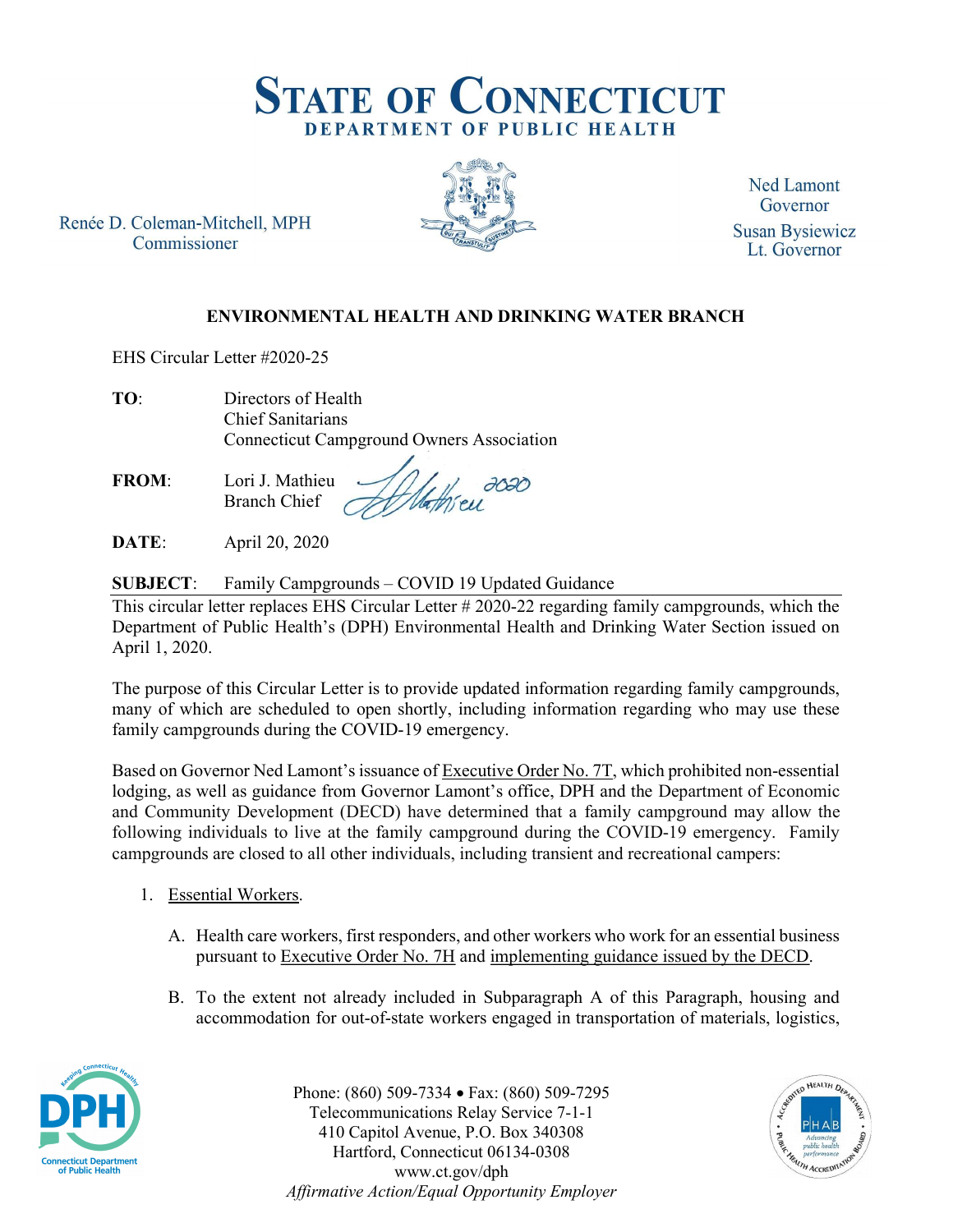# STATE OF CONNECTICUT
## DEPARTMENT OF PUBLIC HEALTH

Renée D. Coleman-Mitchell, MPH
Commissioner

Ned Lamont
Governor

Susan Bysiewicz
Lt. Governor

### ENVIRONMENTAL HEALTH AND DRINKING WATER BRANCH

EHS Circular Letter #2020-25

**TO**: Directors of Health
Chief Sanitarians
Connecticut Campground Owners Association

**FROM**: Lori J. Mathieu
Branch Chief

**DATE**: April 20, 2020

**SUBJECT**: Family Campgrounds – COVID 19 Updated Guidance

This circular letter replaces EHS Circular Letter # 2020-22 regarding family campgrounds, which the Department of Public Health's (DPH) Environmental Health and Drinking Water Section issued on April 1, 2020.

The purpose of this Circular Letter is to provide updated information regarding family campgrounds, many of which are scheduled to open shortly, including information regarding who may use these family campgrounds during the COVID-19 emergency.

Based on Governor Ned Lamont's issuance of Executive Order No. 7T, which prohibited non-essential lodging, as well as guidance from Governor Lamont's office, DPH and the Department of Economic and Community Development (DECD) have determined that a family campground may allow the following individuals to live at the family campground during the COVID-19 emergency. Family campgrounds are closed to all other individuals, including transient and recreational campers:

1. Essential Workers.

   A. Health care workers, first responders, and other workers who work for an essential business pursuant to Executive Order No. 7H and implementing guidance issued by the DECD.

   B. To the extent not already included in Subparagraph A of this Paragraph, housing and accommodation for out-of-state workers engaged in transportation of materials, logistics,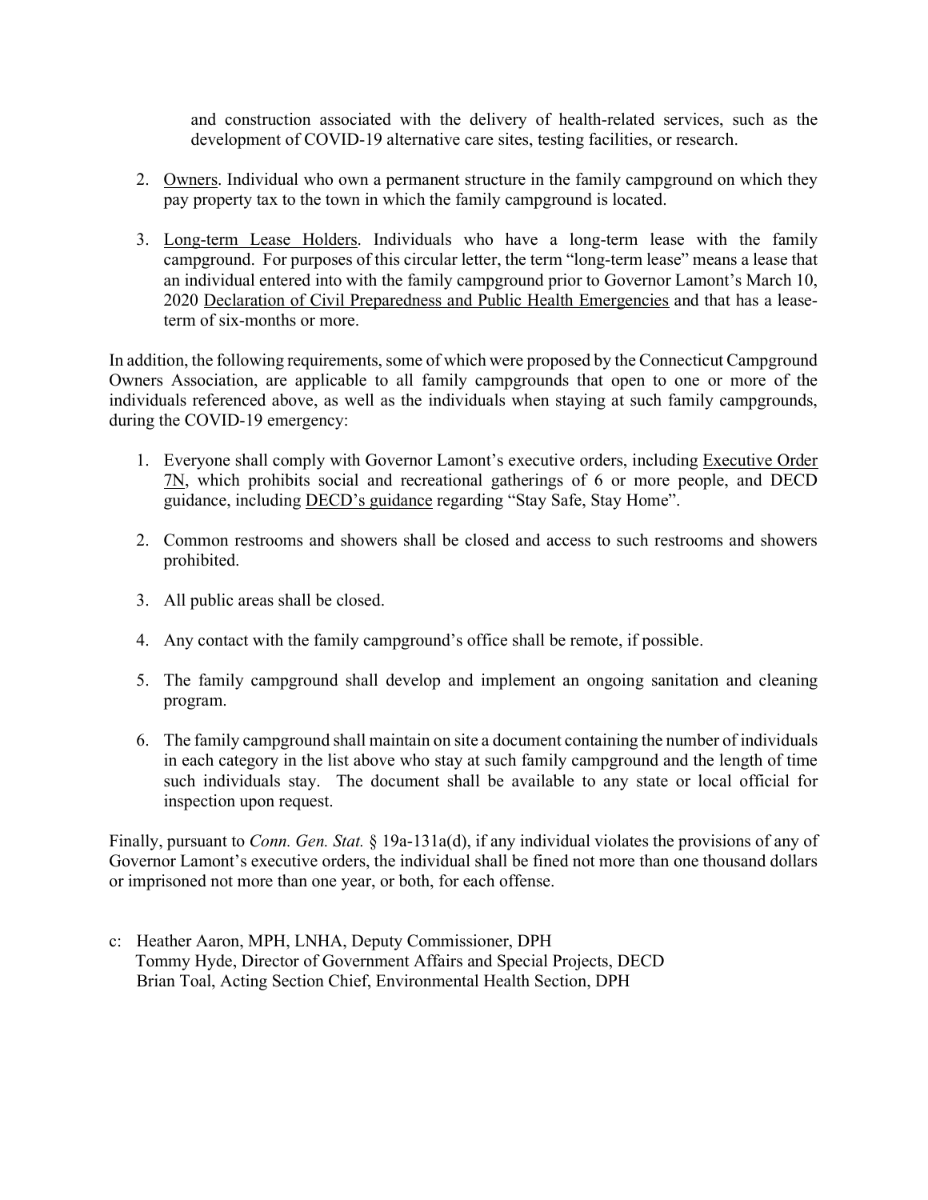and construction associated with the delivery of health-related services, such as the development of COVID-19 alternative care sites, testing facilities, or research.

2. Owners. Individual who own a permanent structure in the family campground on which they pay property tax to the town in which the family campground is located.

3. Long-term Lease Holders. Individuals who have a long-term lease with the family campground. For purposes of this circular letter, the term "long-term lease" means a lease that an individual entered into with the family campground prior to Governor Lamont's March 10, 2020 Declaration of Civil Preparedness and Public Health Emergencies and that has a lease-term of six-months or more.

In addition, the following requirements, some of which were proposed by the Connecticut Campground Owners Association, are applicable to all family campgrounds that open to one or more of the individuals referenced above, as well as the individuals when staying at such family campgrounds, during the COVID-19 emergency:

1. Everyone shall comply with Governor Lamont's executive orders, including Executive Order 7N, which prohibits social and recreational gatherings of 6 or more people, and DECD guidance, including DECD's guidance regarding "Stay Safe, Stay Home".

2. Common restrooms and showers shall be closed and access to such restrooms and showers prohibited.

3. All public areas shall be closed.

4. Any contact with the family campground's office shall be remote, if possible.

5. The family campground shall develop and implement an ongoing sanitation and cleaning program.

6. The family campground shall maintain on site a document containing the number of individuals in each category in the list above who stay at such family campground and the length of time such individuals stay. The document shall be available to any state or local official for inspection upon request.

Finally, pursuant to *Conn. Gen. Stat.* § 19a-131a(d), if any individual violates the provisions of any of Governor Lamont's executive orders, the individual shall be fined not more than one thousand dollars or imprisoned not more than one year, or both, for each offense.

c: Heather Aaron, MPH, LNHA, Deputy Commissioner, DPH
Tommy Hyde, Director of Government Affairs and Special Projects, DECD
Brian Toal, Acting Section Chief, Environmental Health Section, DPH